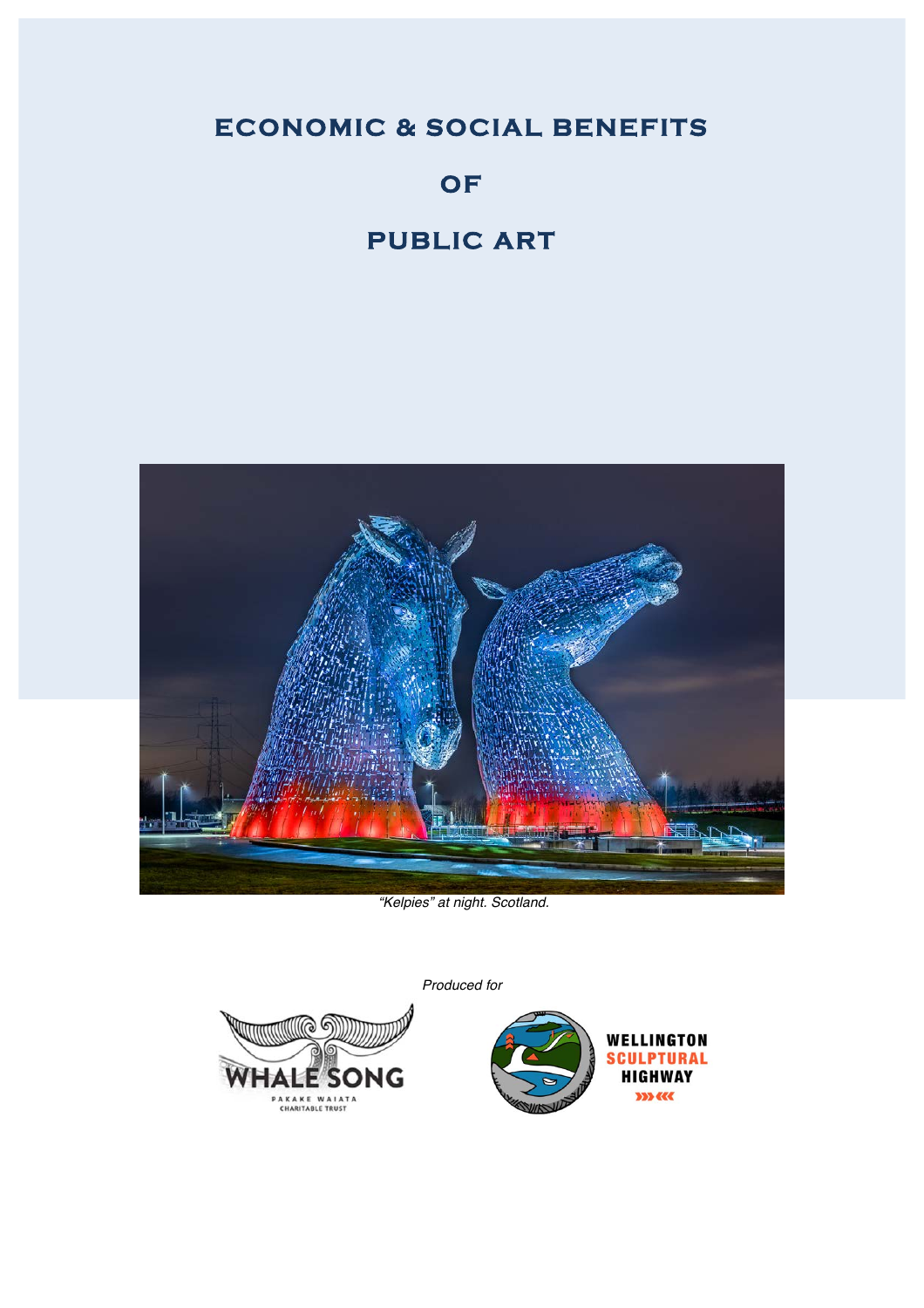# ECONOMIC & SOCIAL BENEFITS

# OF

# PUBLIC ART

*"Kelpies" at night. Scotland.*

*Produced for*

WHALE SONG
PAKAKE WAIATA
CHARITABLE TRUST

WELLINGTON
SCULPTURAL
HIGHWAY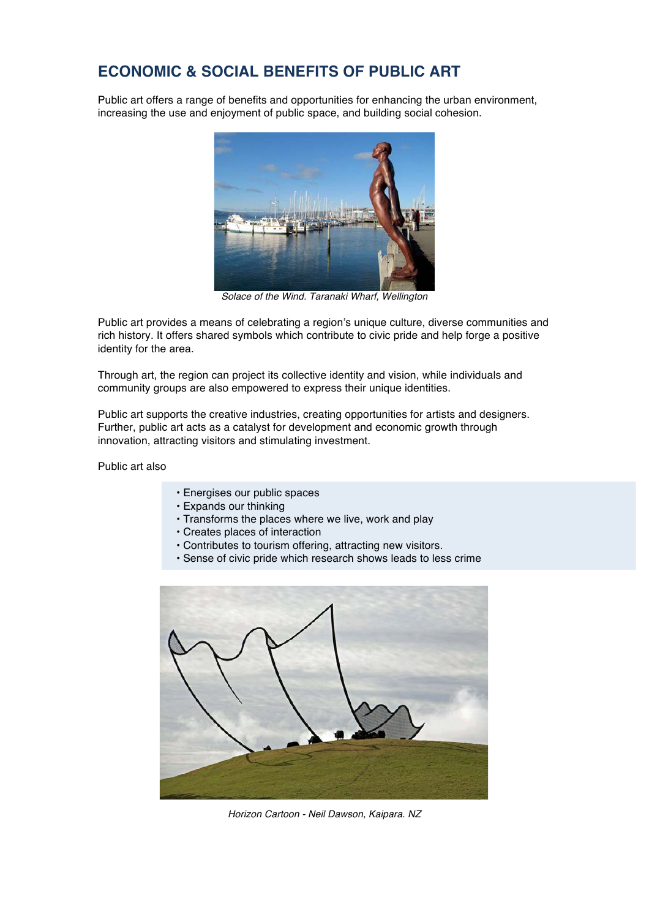## ECONOMIC & SOCIAL BENEFITS OF PUBLIC ART

Public art offers a range of benefits and opportunities for enhancing the urban environment, increasing the use and enjoyment of public space, and building social cohesion.

*Solace of the Wind. Taranaki Wharf, Wellington*

Public art provides a means of celebrating a region's unique culture, diverse communities and rich history. It offers shared symbols which contribute to civic pride and help forge a positive identity for the area.

Through art, the region can project its collective identity and vision, while individuals and community groups are also empowered to express their unique identities.

Public art supports the creative industries, creating opportunities for artists and designers. Further, public art acts as a catalyst for development and economic growth through innovation, attracting visitors and stimulating investment.

Public art also

- Energises our public spaces
- Expands our thinking
- Transforms the places where we live, work and play
- Creates places of interaction
- Contributes to tourism offering, attracting new visitors.
- Sense of civic pride which research shows leads to less crime

*Horizon Cartoon - Neil Dawson, Kaipara. NZ*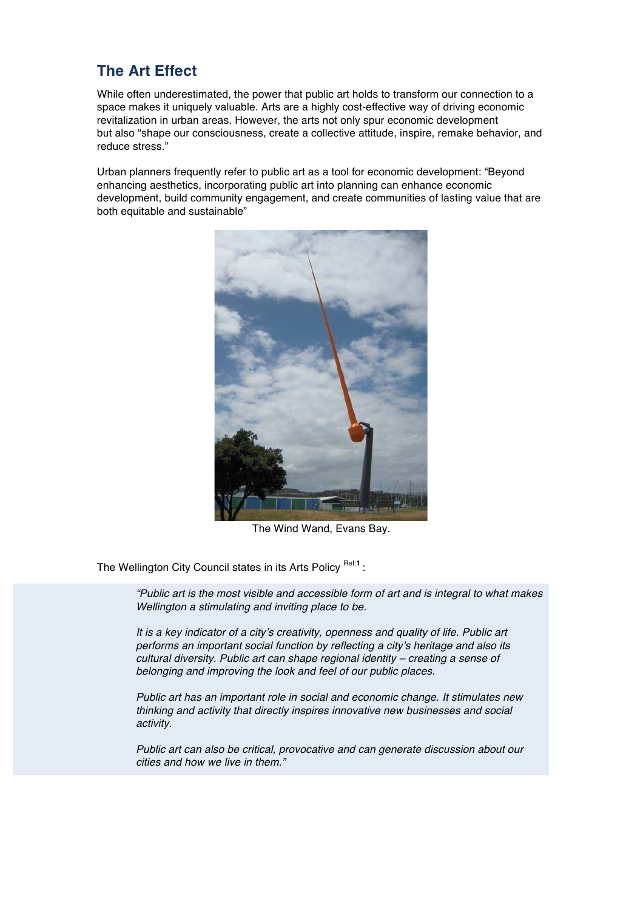## The Art Effect

While often underestimated, the power that public art holds to transform our connection to a space makes it uniquely valuable. Arts are a highly cost-effective way of driving economic revitalization in urban areas. However, the arts not only spur economic development but also "shape our consciousness, create a collective attitude, inspire, remake behavior, and reduce stress."

Urban planners frequently refer to public art as a tool for economic development: "Beyond enhancing aesthetics, incorporating public art into planning can enhance economic development, build community engagement, and create communities of lasting value that are both equitable and sustainable"

The Wind Wand, Evans Bay.

The Wellington City Council states in its Arts Policy [Ref:1] :

> *"Public art is the most visible and accessible form of art and is integral to what makes Wellington a stimulating and inviting place to be.*
>
> *It is a key indicator of a city's creativity, openness and quality of life. Public art performs an important social function by reflecting a city's heritage and also its cultural diversity. Public art can shape regional identity – creating a sense of belonging and improving the look and feel of our public places.*
>
> *Public art has an important role in social and economic change. It stimulates new thinking and activity that directly inspires innovative new businesses and social activity.*
>
> *Public art can also be critical, provocative and can generate discussion about our cities and how we live in them."*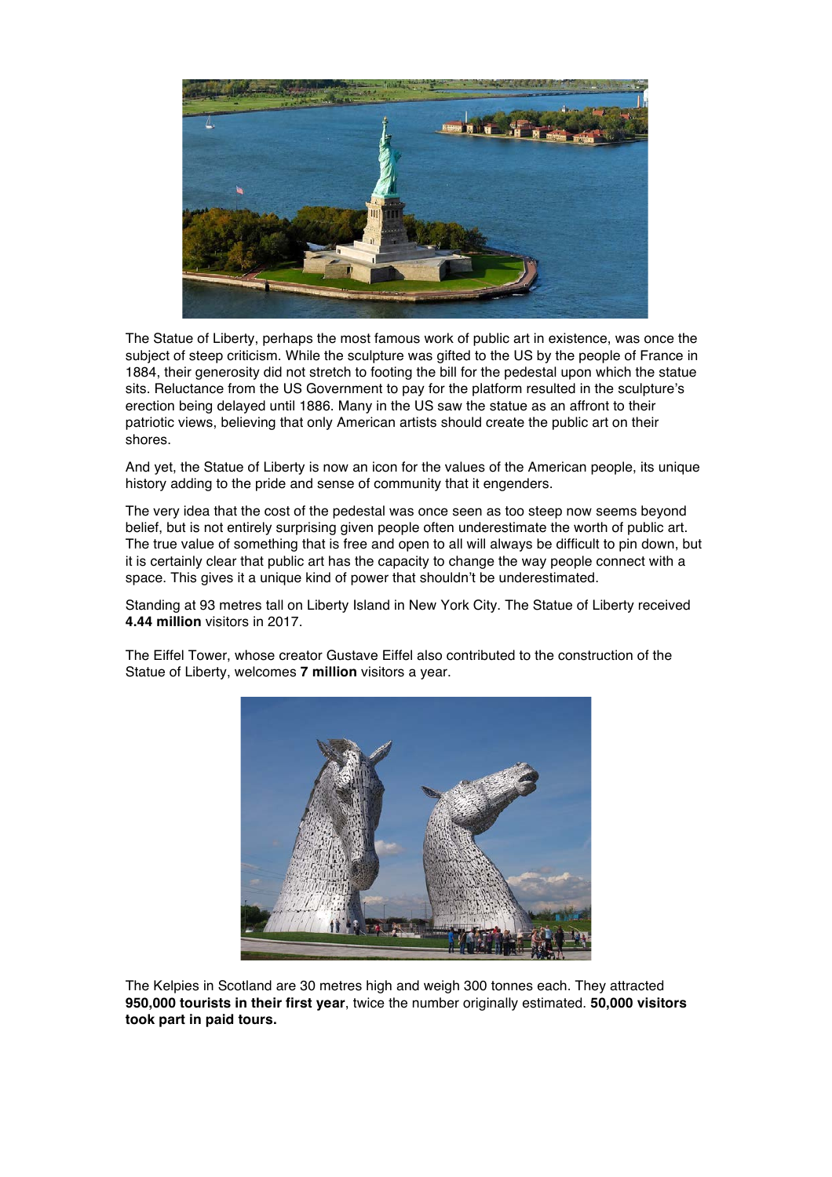The Statue of Liberty, perhaps the most famous work of public art in existence, was once the subject of steep criticism. While the sculpture was gifted to the US by the people of France in 1884, their generosity did not stretch to footing the bill for the pedestal upon which the statue sits. Reluctance from the US Government to pay for the platform resulted in the sculpture's erection being delayed until 1886. Many in the US saw the statue as an affront to their patriotic views, believing that only American artists should create the public art on their shores.

And yet, the Statue of Liberty is now an icon for the values of the American people, its unique history adding to the pride and sense of community that it engenders.

The very idea that the cost of the pedestal was once seen as too steep now seems beyond belief, but is not entirely surprising given people often underestimate the worth of public art. The true value of something that is free and open to all will always be difficult to pin down, but it is certainly clear that public art has the capacity to change the way people connect with a space. This gives it a unique kind of power that shouldn't be underestimated.

Standing at 93 metres tall on Liberty Island in New York City. The Statue of Liberty received **4.44 million** visitors in 2017.

The Eiffel Tower, whose creator Gustave Eiffel also contributed to the construction of the Statue of Liberty, welcomes **7 million** visitors a year.

The Kelpies in Scotland are 30 metres high and weigh 300 tonnes each. They attracted **950,000 tourists in their first year**, twice the number originally estimated. **50,000 visitors took part in paid tours.**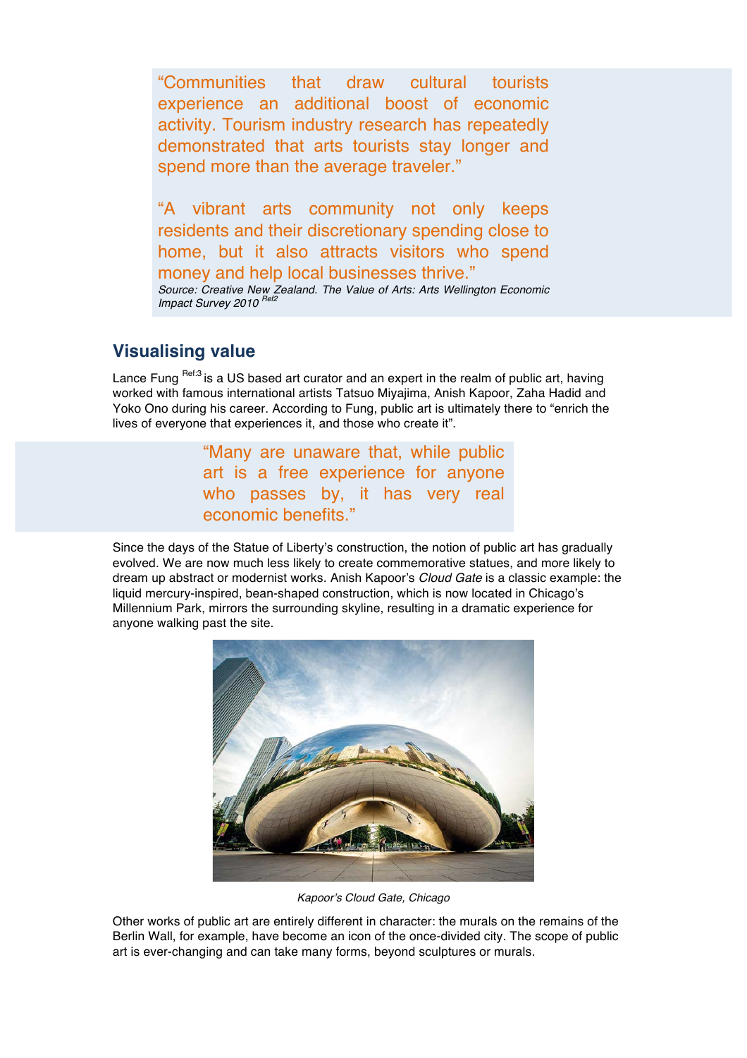> "Communities that draw cultural tourists experience an additional boost of economic activity. Tourism industry research has repeatedly demonstrated that arts tourists stay longer and spend more than the average traveler."
>
> "A vibrant arts community not only keeps residents and their discretionary spending close to home, but it also attracts visitors who spend money and help local businesses thrive."
>
> *Source: Creative New Zealand. The Value of Arts: Arts Wellington Economic Impact Survey 2010* [Ref2]

## Visualising value

Lance Fung [Ref:3] is a US based art curator and an expert in the realm of public art, having worked with famous international artists Tatsuo Miyajima, Anish Kapoor, Zaha Hadid and Yoko Ono during his career. According to Fung, public art is ultimately there to "enrich the lives of everyone that experiences it, and those who create it".

> "Many are unaware that, while public art is a free experience for anyone who passes by, it has very real economic benefits."

Since the days of the Statue of Liberty's construction, the notion of public art has gradually evolved. We are now much less likely to create commemorative statues, and more likely to dream up abstract or modernist works. Anish Kapoor's *Cloud Gate* is a classic example: the liquid mercury-inspired, bean-shaped construction, which is now located in Chicago's Millennium Park, mirrors the surrounding skyline, resulting in a dramatic experience for anyone walking past the site.

*Kapoor's Cloud Gate, Chicago*

Other works of public art are entirely different in character: the murals on the remains of the Berlin Wall, for example, have become an icon of the once-divided city. The scope of public art is ever-changing and can take many forms, beyond sculptures or murals.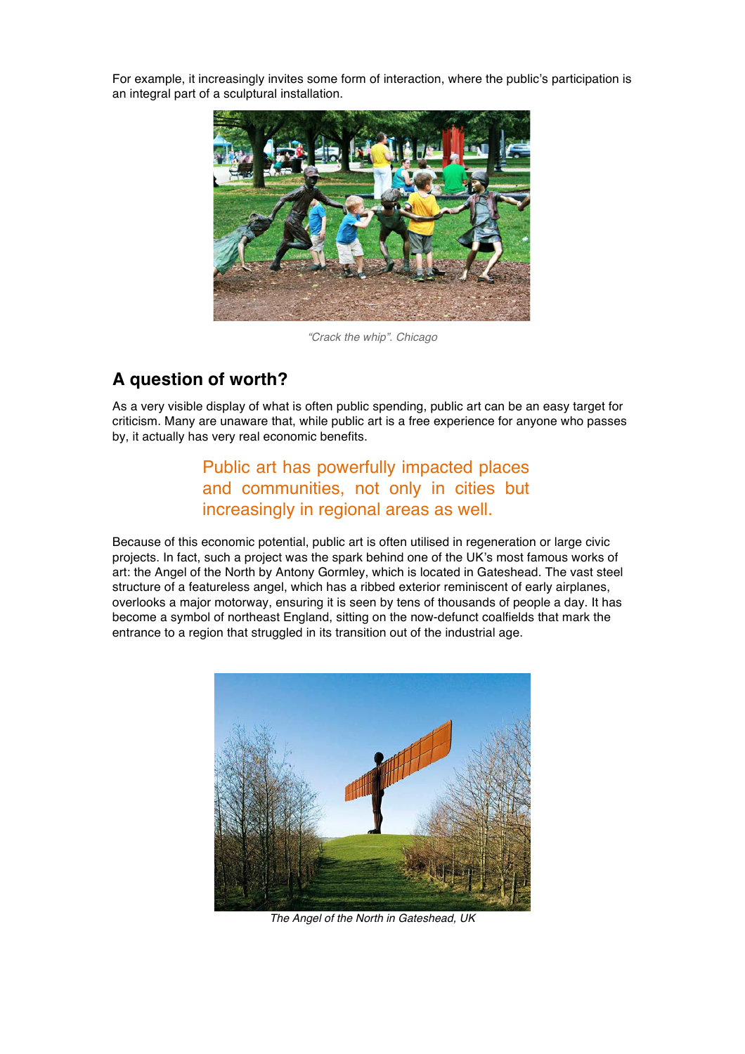For example, it increasingly invites some form of interaction, where the public's participation is an integral part of a sculptural installation.

*"Crack the whip". Chicago*

## A question of worth?

As a very visible display of what is often public spending, public art can be an easy target for criticism. Many are unaware that, while public art is a free experience for anyone who passes by, it actually has very real economic benefits.

> Public art has powerfully impacted places and communities, not only in cities but increasingly in regional areas as well.

Because of this economic potential, public art is often utilised in regeneration or large civic projects. In fact, such a project was the spark behind one of the UK's most famous works of art: the Angel of the North by Antony Gormley, which is located in Gateshead. The vast steel structure of a featureless angel, which has a ribbed exterior reminiscent of early airplanes, overlooks a major motorway, ensuring it is seen by tens of thousands of people a day. It has become a symbol of northeast England, sitting on the now-defunct coalfields that mark the entrance to a region that struggled in its transition out of the industrial age.

*The Angel of the North in Gateshead, UK*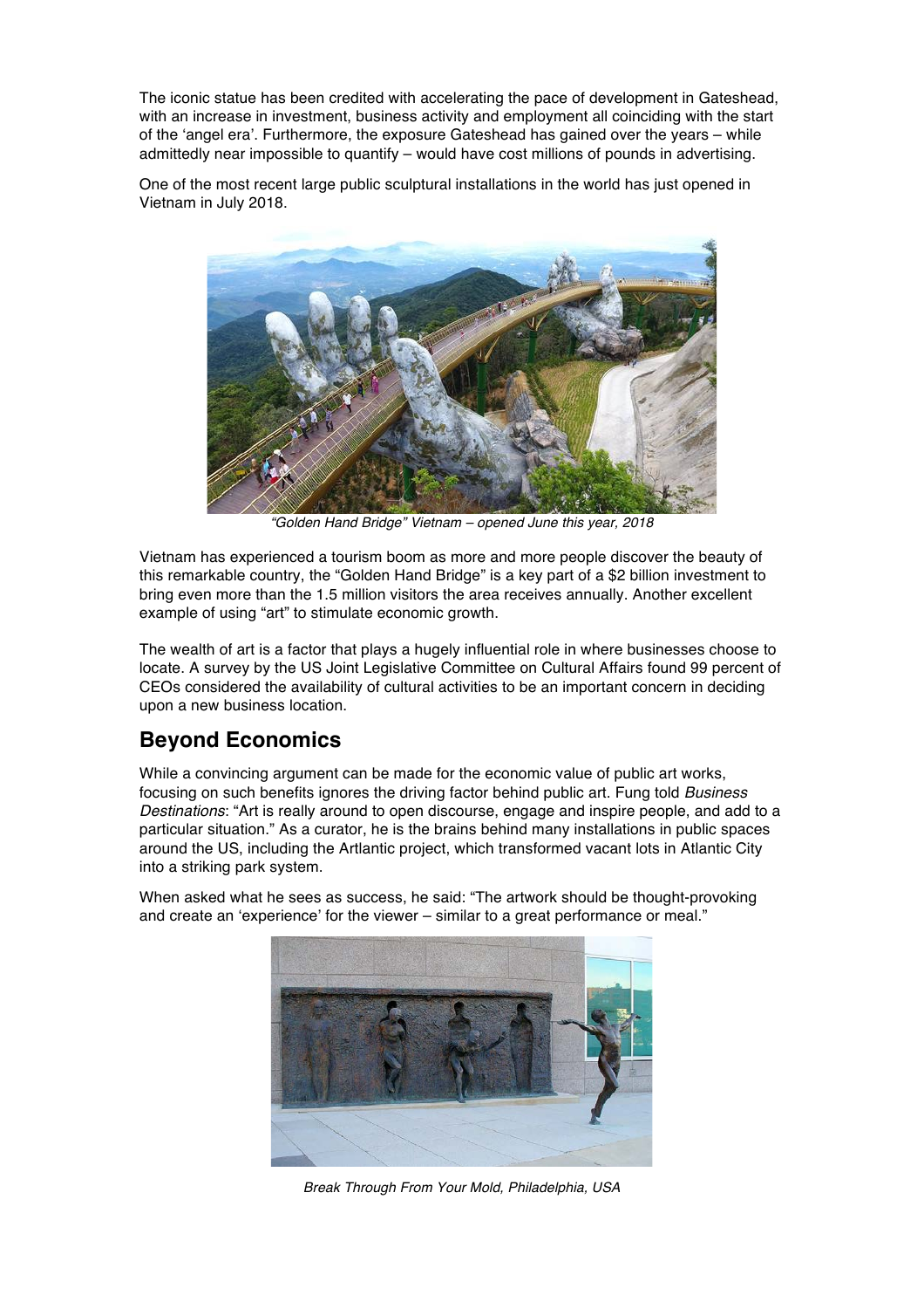The iconic statue has been credited with accelerating the pace of development in Gateshead, with an increase in investment, business activity and employment all coinciding with the start of the 'angel era'. Furthermore, the exposure Gateshead has gained over the years – while admittedly near impossible to quantify – would have cost millions of pounds in advertising.

One of the most recent large public sculptural installations in the world has just opened in Vietnam in July 2018.

*"Golden Hand Bridge" Vietnam – opened June this year, 2018*

Vietnam has experienced a tourism boom as more and more people discover the beauty of this remarkable country, the "Golden Hand Bridge" is a key part of a $2 billion investment to bring even more than the 1.5 million visitors the area receives annually. Another excellent example of using "art" to stimulate economic growth.

The wealth of art is a factor that plays a hugely influential role in where businesses choose to locate. A survey by the US Joint Legislative Committee on Cultural Affairs found 99 percent of CEOs considered the availability of cultural activities to be an important concern in deciding upon a new business location.

## Beyond Economics

While a convincing argument can be made for the economic value of public art works, focusing on such benefits ignores the driving factor behind public art. Fung told *Business Destinations*: "Art is really around to open discourse, engage and inspire people, and add to a particular situation." As a curator, he is the brains behind many installations in public spaces around the US, including the Artlantic project, which transformed vacant lots in Atlantic City into a striking park system.

When asked what he sees as success, he said: "The artwork should be thought-provoking and create an 'experience' for the viewer – similar to a great performance or meal."

*Break Through From Your Mold, Philadelphia, USA*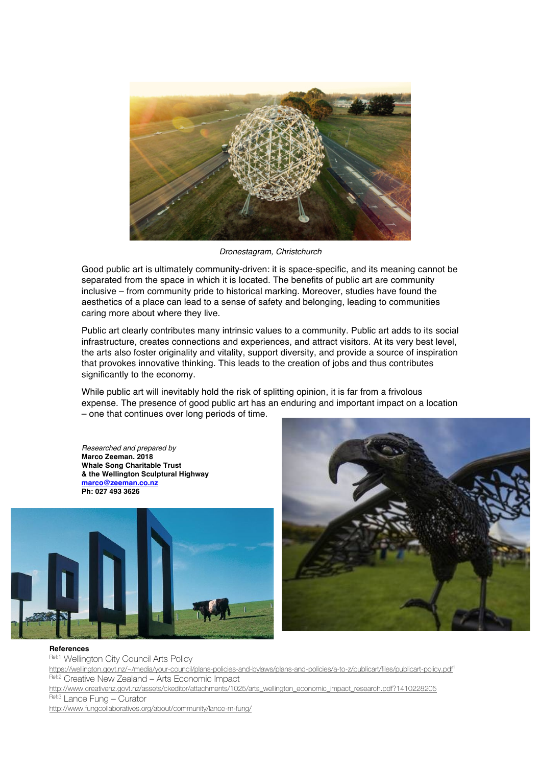*Dronestagram, Christchurch*

Good public art is ultimately community-driven: it is space-specific, and its meaning cannot be separated from the space in which it is located. The benefits of public art are community inclusive – from community pride to historical marking. Moreover, studies have found the aesthetics of a place can lead to a sense of safety and belonging, leading to communities caring more about where they live.

Public art clearly contributes many intrinsic values to a community. Public art adds to its social infrastructure, creates connections and experiences, and attract visitors. At its very best level, the arts also foster originality and vitality, support diversity, and provide a source of inspiration that provokes innovative thinking. This leads to the creation of jobs and thus contributes significantly to the economy.

While public art will inevitably hold the risk of splitting opinion, it is far from a frivolous expense. The presence of good public art has an enduring and important impact on a location – one that continues over long periods of time.

*Researched and prepared by*
**Marco Zeeman. 2018**
**Whale Song Charitable Trust**
**& the Wellington Sculptural Highway**
**marco@zeeman.co.nz**
**Ph: 027 493 3626**

**References**

[Ref:1] Wellington City Council Arts Policy
https://wellington.govt.nz/~/media/your-council/plans-policies-and-bylaws/plans-and-policies/a-to-z/publicart/files/publicart-policy.pdf[1]

[Ref:2] Creative New Zealand – Arts Economic Impact
http://www.creativenz.govt.nz/assets/ckeditor/attachments/1025/arts_wellington_economic_impact_research.pdf?1410228205

[Ref:3] Lance Fung – Curator
http://www.fungcollaboratives.org/about/community/lance-m-fung/